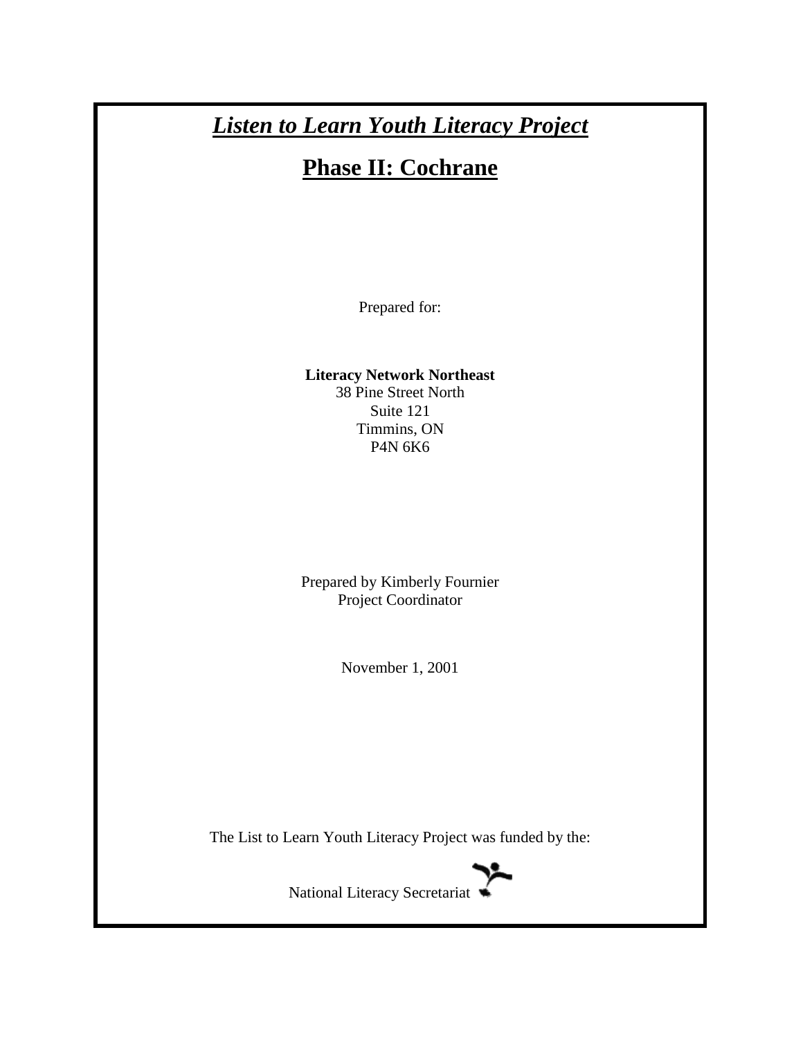# ***Listen to Learn Youth Literacy Project***

## **Phase II: Cochrane**

Prepared for:

**Literacy Network Northeast**
38 Pine Street North
Suite 121
Timmins, ON
P4N 6K6

Prepared by Kimberly Fournier
Project Coordinator

November 1, 2001

The List to Learn Youth Literacy Project was funded by the:

National Literacy Secretariat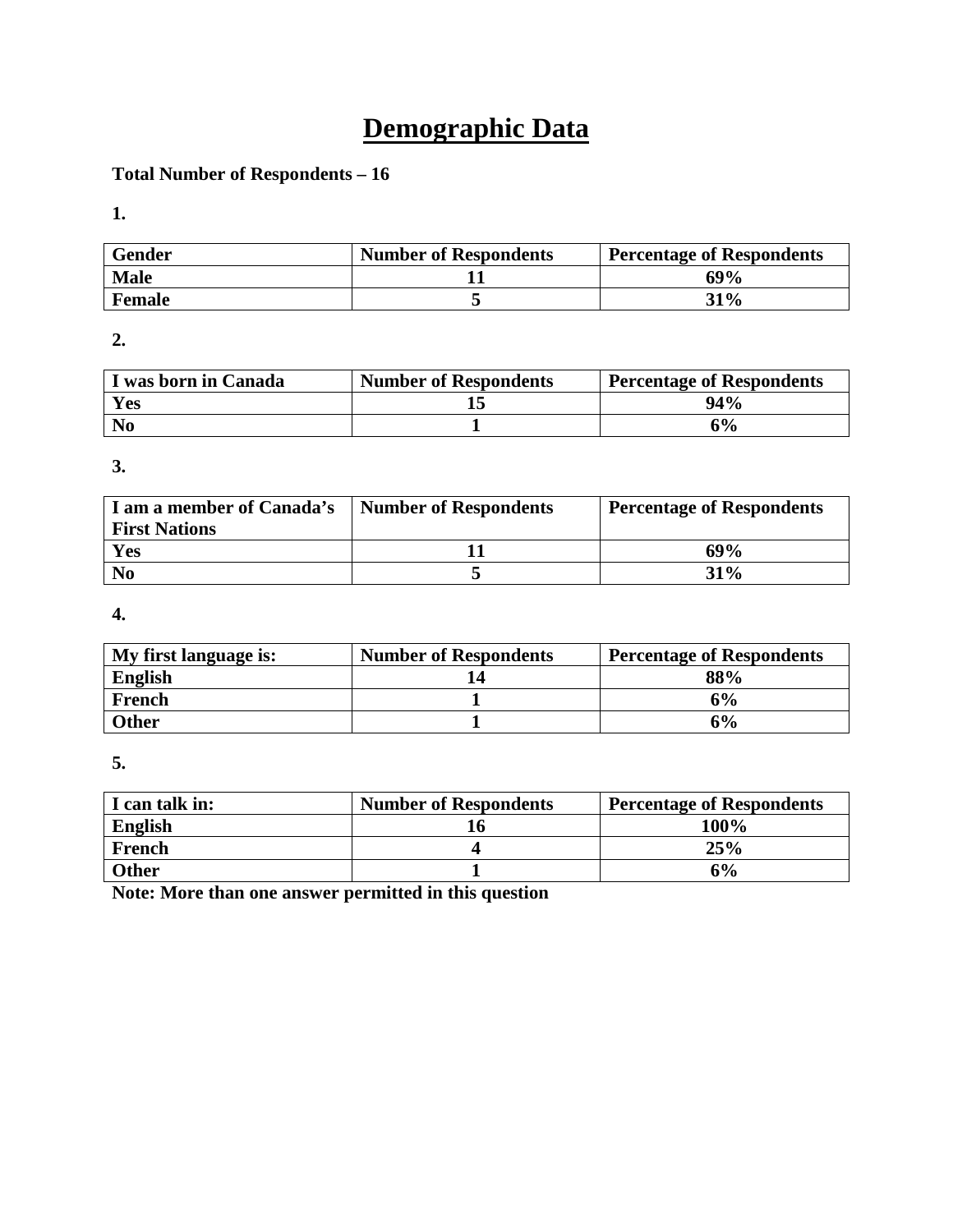# Demographic Data

**Total Number of Respondents – 16**

**1.**

| Gender | Number of Respondents | Percentage of Respondents |
|---|---|---|
| Male | 11 | 69% |
| Female | 5 | 31% |

**2.**

| I was born in Canada | Number of Respondents | Percentage of Respondents |
|---|---|---|
| Yes | 15 | 94% |
| No | 1 | 6% |

**3.**

| I am a member of Canada's First Nations | Number of Respondents | Percentage of Respondents |
|---|---|---|
| Yes | 11 | 69% |
| No | 5 | 31% |

**4.**

| My first language is: | Number of Respondents | Percentage of Respondents |
|---|---|---|
| English | 14 | 88% |
| French | 1 | 6% |
| Other | 1 | 6% |

**5.**

| I can talk in: | Number of Respondents | Percentage of Respondents |
|---|---|---|
| English | 16 | 100% |
| French | 4 | 25% |
| Other | 1 | 6% |

**Note: More than one answer permitted in this question**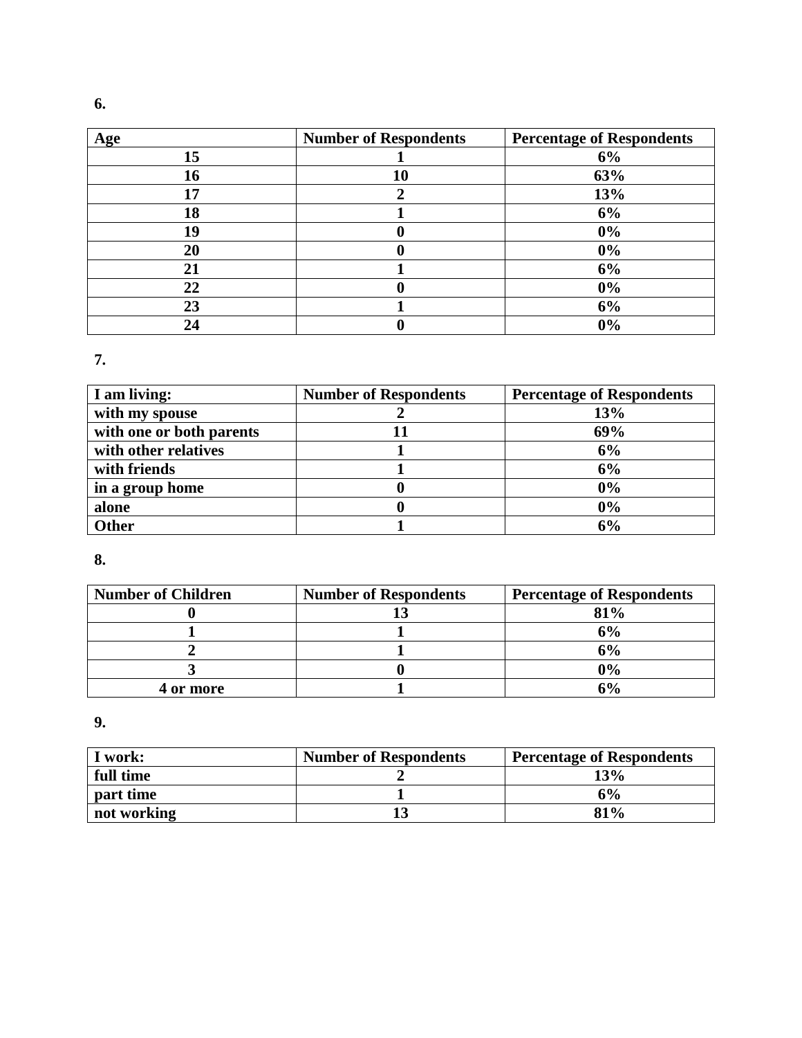**6.**

| Age | Number of Respondents | Percentage of Respondents |
|---|---|---|
| 15 | 1 | 6% |
| 16 | 10 | 63% |
| 17 | 2 | 13% |
| 18 | 1 | 6% |
| 19 | 0 | 0% |
| 20 | 0 | 0% |
| 21 | 1 | 6% |
| 22 | 0 | 0% |
| 23 | 1 | 6% |
| 24 | 0 | 0% |

**7.**

| I am living: | Number of Respondents | Percentage of Respondents |
|---|---|---|
| with my spouse | 2 | 13% |
| with one or both parents | 11 | 69% |
| with other relatives | 1 | 6% |
| with friends | 1 | 6% |
| in a group home | 0 | 0% |
| alone | 0 | 0% |
| Other | 1 | 6% |

**8.**

| Number of Children | Number of Respondents | Percentage of Respondents |
|---|---|---|
| 0 | 13 | 81% |
| 1 | 1 | 6% |
| 2 | 1 | 6% |
| 3 | 0 | 0% |
| 4 or more | 1 | 6% |

**9.**

| I work: | Number of Respondents | Percentage of Respondents |
|---|---|---|
| full time | 2 | 13% |
| part time | 1 | 6% |
| not working | 13 | 81% |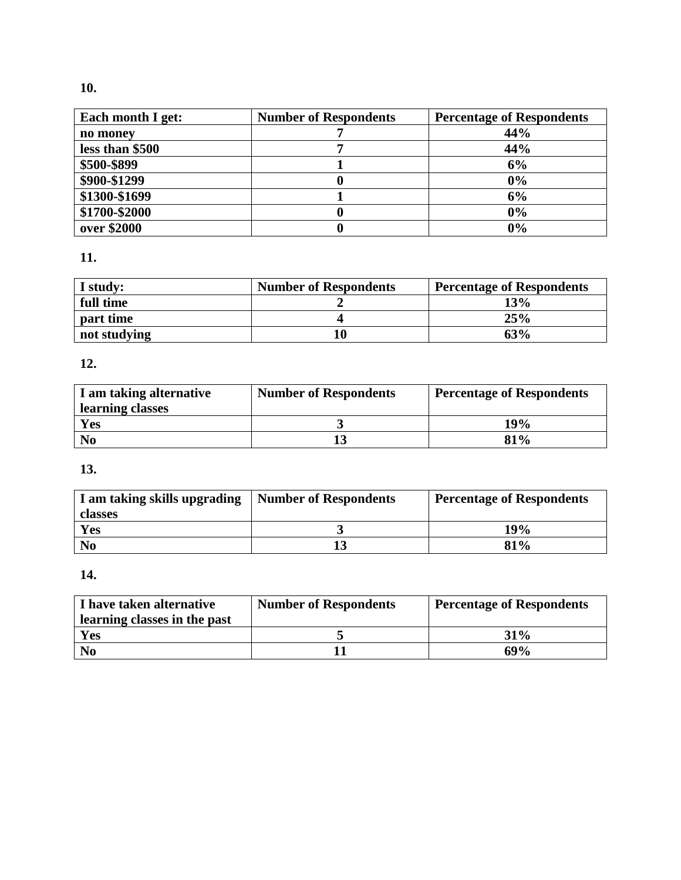**10.**

| Each month I get: | Number of Respondents | Percentage of Respondents |
|---|---|---|
| no money | 7 | 44% |
| less than $500 | 7 | 44% |
| $500-$899 | 1 | 6% |
| $900-$1299 | 0 | 0% |
| $1300-$1699 | 1 | 6% |
| $1700-$2000 | 0 | 0% |
| over $2000 | 0 | 0% |

**11.**

| I study: | Number of Respondents | Percentage of Respondents |
|---|---|---|
| full time | 2 | 13% |
| part time | 4 | 25% |
| not studying | 10 | 63% |

**12.**

| I am taking alternative learning classes | Number of Respondents | Percentage of Respondents |
|---|---|---|
| Yes | 3 | 19% |
| No | 13 | 81% |

**13.**

| I am taking skills upgrading classes | Number of Respondents | Percentage of Respondents |
|---|---|---|
| Yes | 3 | 19% |
| No | 13 | 81% |

**14.**

| I have taken alternative learning classes in the past | Number of Respondents | Percentage of Respondents |
|---|---|---|
| Yes | 5 | 31% |
| No | 11 | 69% |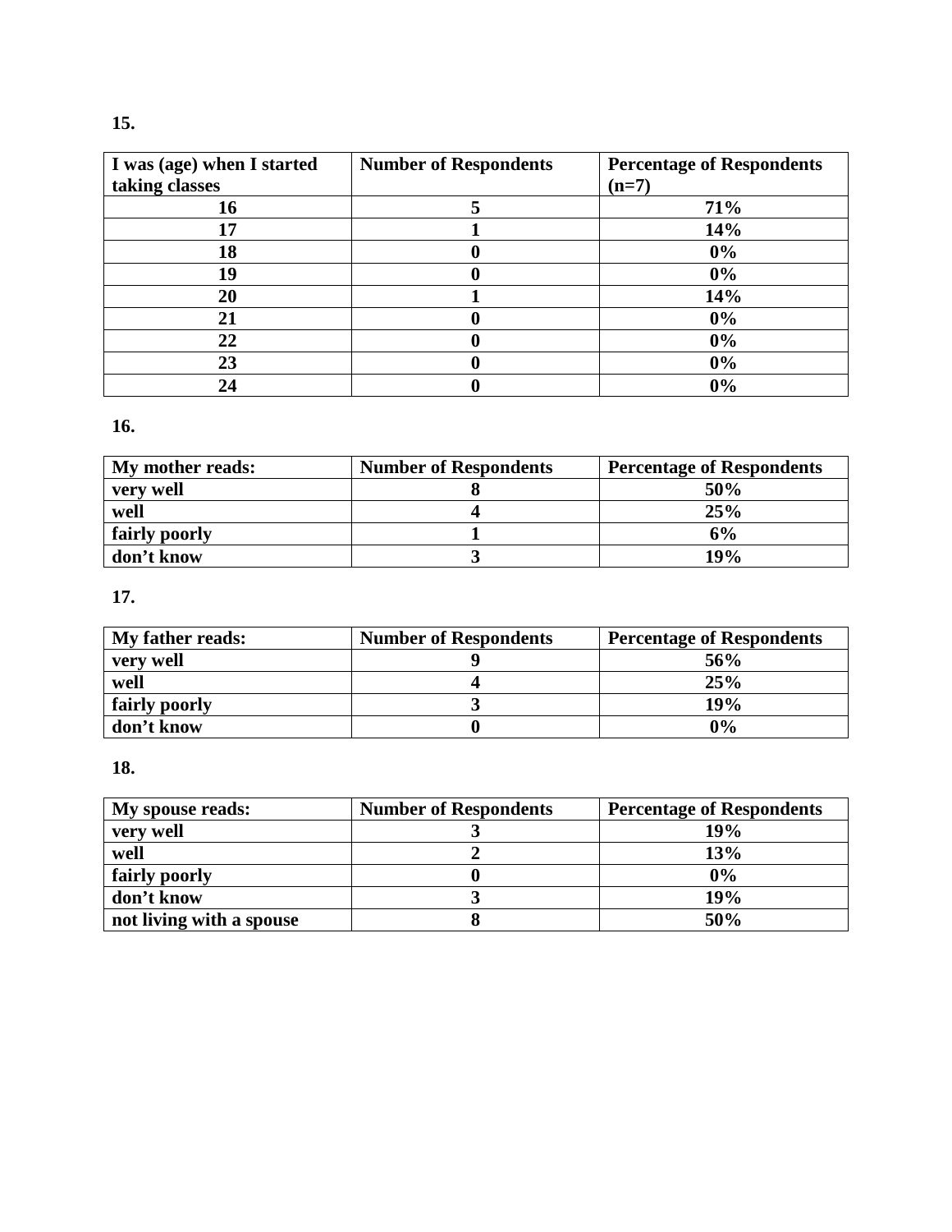**15.**

| I was (age) when I started taking classes | Number of Respondents | Percentage of Respondents (n=7) |
|---|---|---|
| 16 | 5 | 71% |
| 17 | 1 | 14% |
| 18 | 0 | 0% |
| 19 | 0 | 0% |
| 20 | 1 | 14% |
| 21 | 0 | 0% |
| 22 | 0 | 0% |
| 23 | 0 | 0% |
| 24 | 0 | 0% |

**16.**

| My mother reads: | Number of Respondents | Percentage of Respondents |
|---|---|---|
| very well | 8 | 50% |
| well | 4 | 25% |
| fairly poorly | 1 | 6% |
| don't know | 3 | 19% |

**17.**

| My father reads: | Number of Respondents | Percentage of Respondents |
|---|---|---|
| very well | 9 | 56% |
| well | 4 | 25% |
| fairly poorly | 3 | 19% |
| don't know | 0 | 0% |

**18.**

| My spouse reads: | Number of Respondents | Percentage of Respondents |
|---|---|---|
| very well | 3 | 19% |
| well | 2 | 13% |
| fairly poorly | 0 | 0% |
| don't know | 3 | 19% |
| not living with a spouse | 8 | 50% |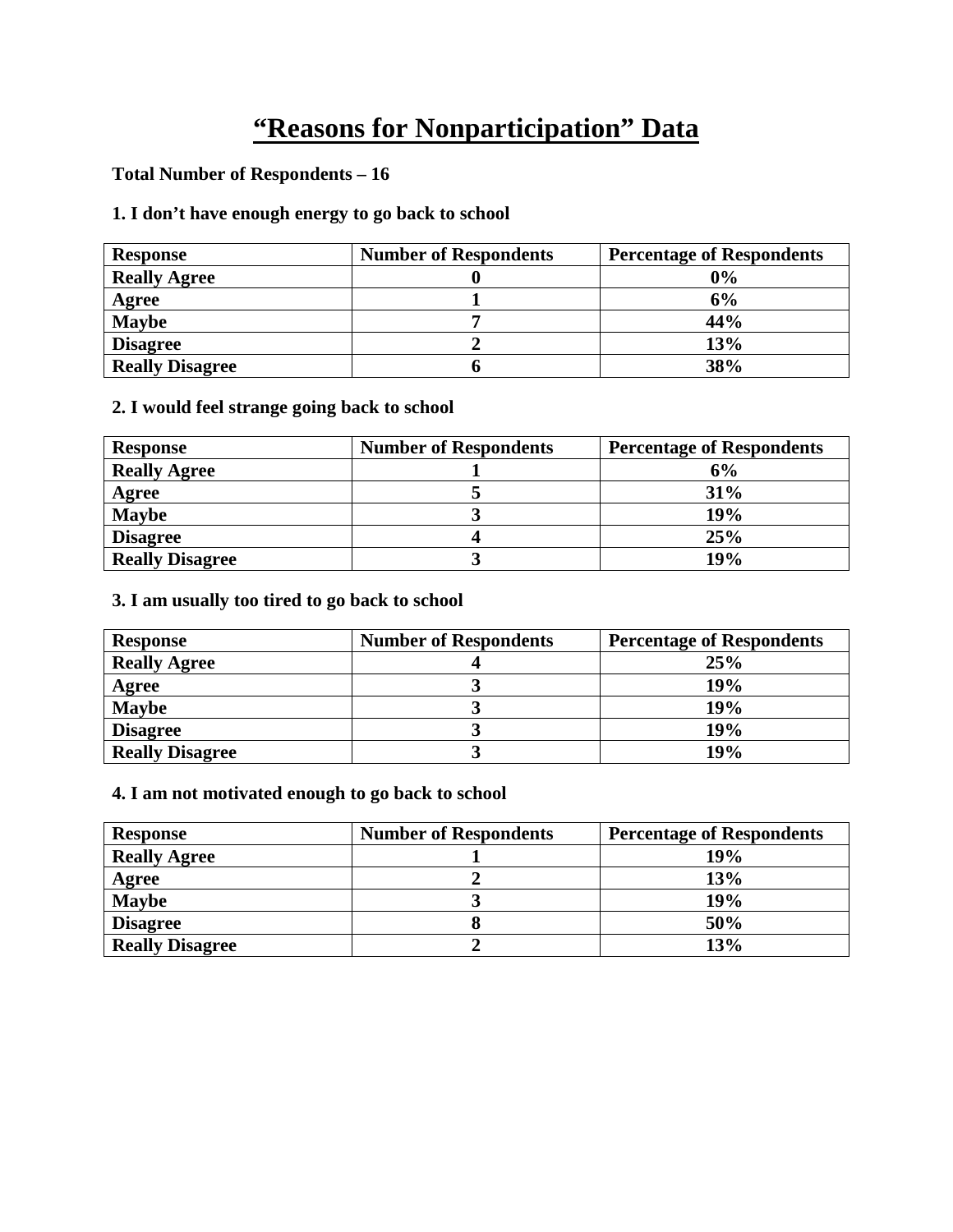# “Reasons for Nonparticipation” Data

**Total Number of Respondents – 16**

**1. I don’t have enough energy to go back to school**

| Response | Number of Respondents | Percentage of Respondents |
|---|---|---|
| Really Agree | 0 | 0% |
| Agree | 1 | 6% |
| Maybe | 7 | 44% |
| Disagree | 2 | 13% |
| Really Disagree | 6 | 38% |

**2. I would feel strange going back to school**

| Response | Number of Respondents | Percentage of Respondents |
|---|---|---|
| Really Agree | 1 | 6% |
| Agree | 5 | 31% |
| Maybe | 3 | 19% |
| Disagree | 4 | 25% |
| Really Disagree | 3 | 19% |

**3. I am usually too tired to go back to school**

| Response | Number of Respondents | Percentage of Respondents |
|---|---|---|
| Really Agree | 4 | 25% |
| Agree | 3 | 19% |
| Maybe | 3 | 19% |
| Disagree | 3 | 19% |
| Really Disagree | 3 | 19% |

**4. I am not motivated enough to go back to school**

| Response | Number of Respondents | Percentage of Respondents |
|---|---|---|
| Really Agree | 1 | 19% |
| Agree | 2 | 13% |
| Maybe | 3 | 19% |
| Disagree | 8 | 50% |
| Really Disagree | 2 | 13% |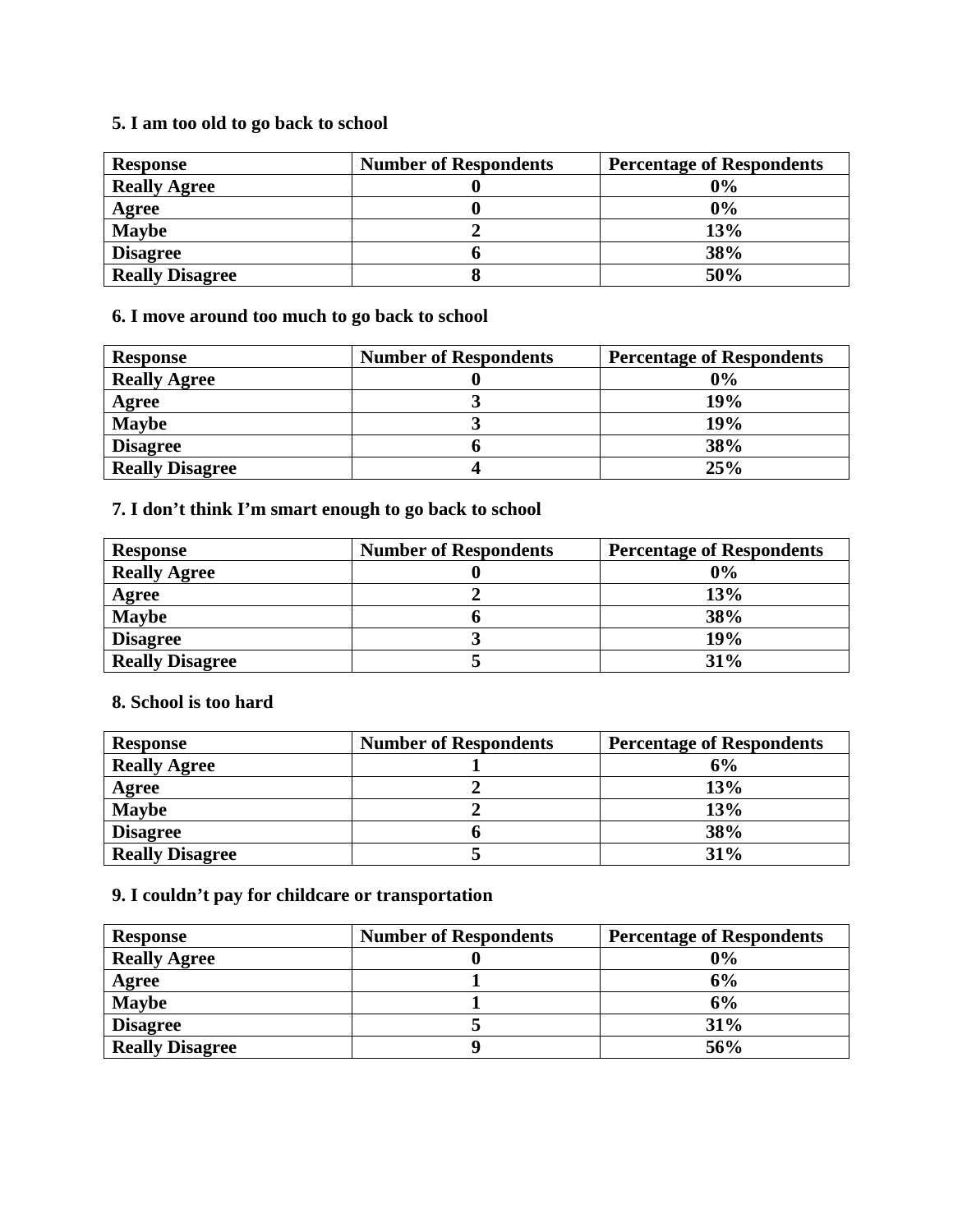**5. I am too old to go back to school**

| Response | Number of Respondents | Percentage of Respondents |
|---|---|---|
| Really Agree | 0 | 0% |
| Agree | 0 | 0% |
| Maybe | 2 | 13% |
| Disagree | 6 | 38% |
| Really Disagree | 8 | 50% |

**6. I move around too much to go back to school**

| Response | Number of Respondents | Percentage of Respondents |
|---|---|---|
| Really Agree | 0 | 0% |
| Agree | 3 | 19% |
| Maybe | 3 | 19% |
| Disagree | 6 | 38% |
| Really Disagree | 4 | 25% |

**7. I don't think I'm smart enough to go back to school**

| Response | Number of Respondents | Percentage of Respondents |
|---|---|---|
| Really Agree | 0 | 0% |
| Agree | 2 | 13% |
| Maybe | 6 | 38% |
| Disagree | 3 | 19% |
| Really Disagree | 5 | 31% |

**8. School is too hard**

| Response | Number of Respondents | Percentage of Respondents |
|---|---|---|
| Really Agree | 1 | 6% |
| Agree | 2 | 13% |
| Maybe | 2 | 13% |
| Disagree | 6 | 38% |
| Really Disagree | 5 | 31% |

**9. I couldn't pay for childcare or transportation**

| Response | Number of Respondents | Percentage of Respondents |
|---|---|---|
| Really Agree | 0 | 0% |
| Agree | 1 | 6% |
| Maybe | 1 | 6% |
| Disagree | 5 | 31% |
| Really Disagree | 9 | 56% |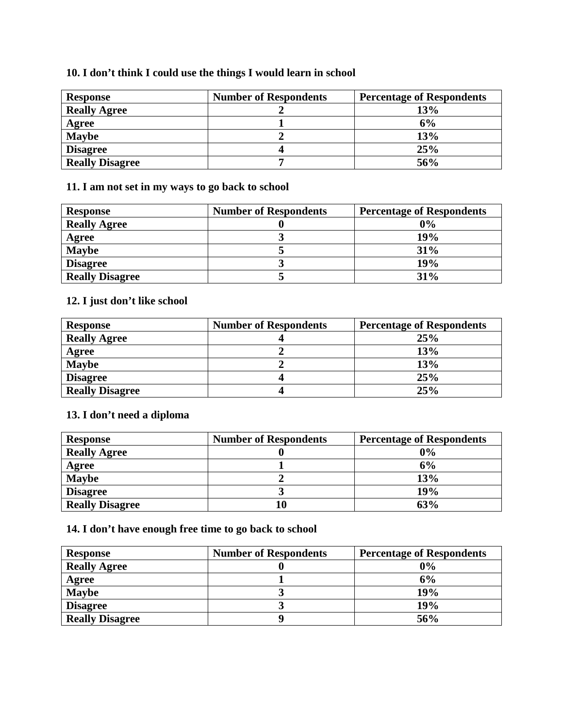**10. I don't think I could use the things I would learn in school**

| Response | Number of Respondents | Percentage of Respondents |
|---|---|---|
| Really Agree | 2 | 13% |
| Agree | 1 | 6% |
| Maybe | 2 | 13% |
| Disagree | 4 | 25% |
| Really Disagree | 7 | 56% |

**11. I am not set in my ways to go back to school**

| Response | Number of Respondents | Percentage of Respondents |
|---|---|---|
| Really Agree | 0 | 0% |
| Agree | 3 | 19% |
| Maybe | 5 | 31% |
| Disagree | 3 | 19% |
| Really Disagree | 5 | 31% |

**12. I just don't like school**

| Response | Number of Respondents | Percentage of Respondents |
|---|---|---|
| Really Agree | 4 | 25% |
| Agree | 2 | 13% |
| Maybe | 2 | 13% |
| Disagree | 4 | 25% |
| Really Disagree | 4 | 25% |

**13. I don't need a diploma**

| Response | Number of Respondents | Percentage of Respondents |
|---|---|---|
| Really Agree | 0 | 0% |
| Agree | 1 | 6% |
| Maybe | 2 | 13% |
| Disagree | 3 | 19% |
| Really Disagree | 10 | 63% |

**14. I don't have enough free time to go back to school**

| Response | Number of Respondents | Percentage of Respondents |
|---|---|---|
| Really Agree | 0 | 0% |
| Agree | 1 | 6% |
| Maybe | 3 | 19% |
| Disagree | 3 | 19% |
| Really Disagree | 9 | 56% |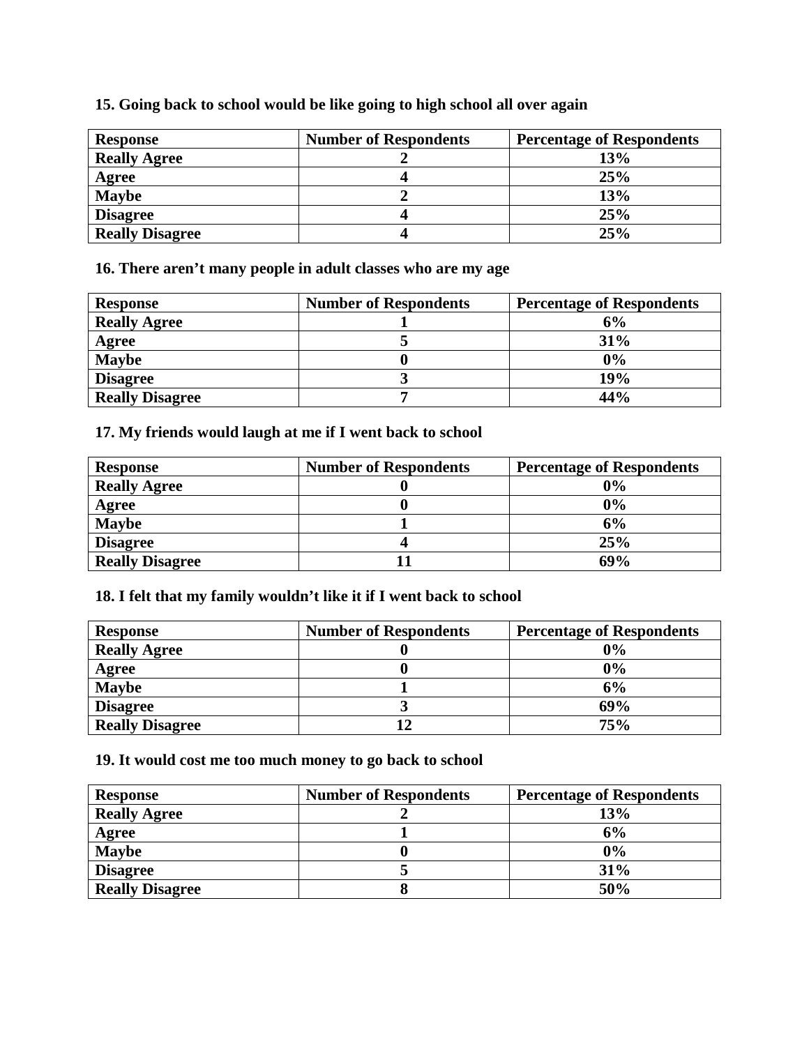**15. Going back to school would be like going to high school all over again**

| Response | Number of Respondents | Percentage of Respondents |
|---|---|---|
| Really Agree | 2 | 13% |
| Agree | 4 | 25% |
| Maybe | 2 | 13% |
| Disagree | 4 | 25% |
| Really Disagree | 4 | 25% |

**16. There aren’t many people in adult classes who are my age**

| Response | Number of Respondents | Percentage of Respondents |
|---|---|---|
| Really Agree | 1 | 6% |
| Agree | 5 | 31% |
| Maybe | 0 | 0% |
| Disagree | 3 | 19% |
| Really Disagree | 7 | 44% |

**17. My friends would laugh at me if I went back to school**

| Response | Number of Respondents | Percentage of Respondents |
|---|---|---|
| Really Agree | 0 | 0% |
| Agree | 0 | 0% |
| Maybe | 1 | 6% |
| Disagree | 4 | 25% |
| Really Disagree | 11 | 69% |

**18. I felt that my family wouldn’t like it if I went back to school**

| Response | Number of Respondents | Percentage of Respondents |
|---|---|---|
| Really Agree | 0 | 0% |
| Agree | 0 | 0% |
| Maybe | 1 | 6% |
| Disagree | 3 | 69% |
| Really Disagree | 12 | 75% |

**19. It would cost me too much money to go back to school**

| Response | Number of Respondents | Percentage of Respondents |
|---|---|---|
| Really Agree | 2 | 13% |
| Agree | 1 | 6% |
| Maybe | 0 | 0% |
| Disagree | 5 | 31% |
| Really Disagree | 8 | 50% |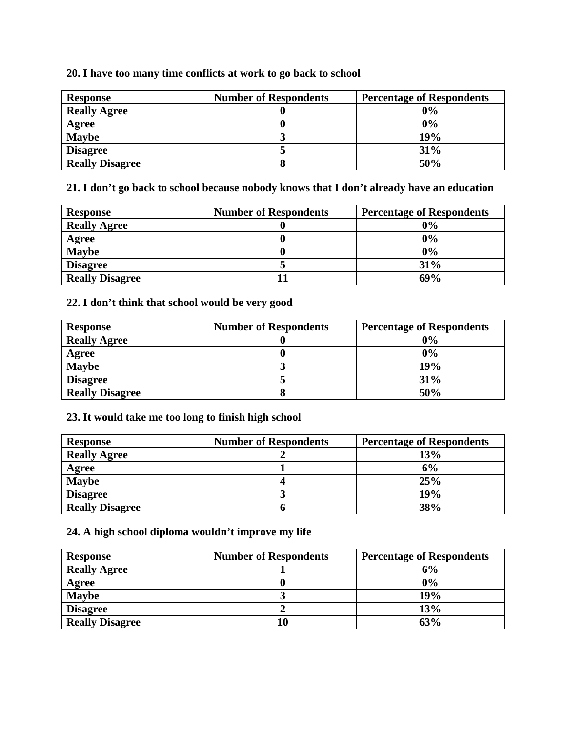**20. I have too many time conflicts at work to go back to school**

| Response | Number of Respondents | Percentage of Respondents |
|---|---|---|
| Really Agree | 0 | 0% |
| Agree | 0 | 0% |
| Maybe | 3 | 19% |
| Disagree | 5 | 31% |
| Really Disagree | 8 | 50% |

**21. I don't go back to school because nobody knows that I don't already have an education**

| Response | Number of Respondents | Percentage of Respondents |
|---|---|---|
| Really Agree | 0 | 0% |
| Agree | 0 | 0% |
| Maybe | 0 | 0% |
| Disagree | 5 | 31% |
| Really Disagree | 11 | 69% |

**22. I don't think that school would be very good**

| Response | Number of Respondents | Percentage of Respondents |
|---|---|---|
| Really Agree | 0 | 0% |
| Agree | 0 | 0% |
| Maybe | 3 | 19% |
| Disagree | 5 | 31% |
| Really Disagree | 8 | 50% |

**23. It would take me too long to finish high school**

| Response | Number of Respondents | Percentage of Respondents |
|---|---|---|
| Really Agree | 2 | 13% |
| Agree | 1 | 6% |
| Maybe | 4 | 25% |
| Disagree | 3 | 19% |
| Really Disagree | 6 | 38% |

**24. A high school diploma wouldn't improve my life**

| Response | Number of Respondents | Percentage of Respondents |
|---|---|---|
| Really Agree | 1 | 6% |
| Agree | 0 | 0% |
| Maybe | 3 | 19% |
| Disagree | 2 | 13% |
| Really Disagree | 10 | 63% |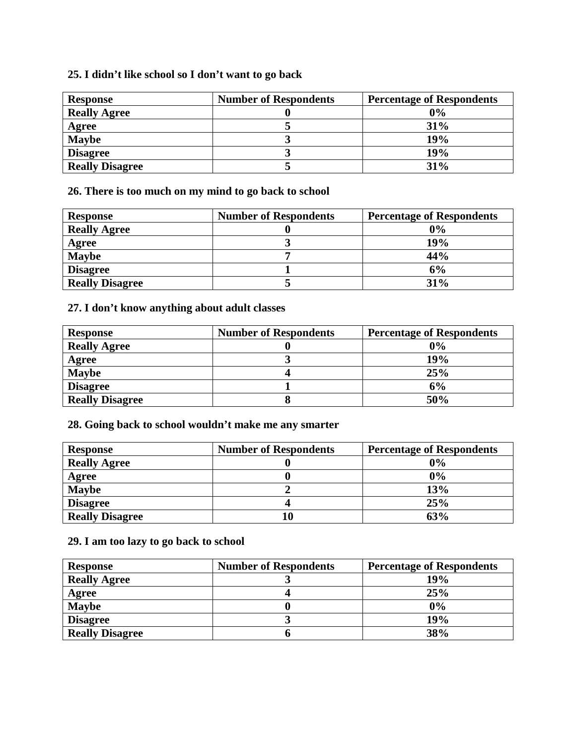**25. I didn't like school so I don't want to go back**

| Response | Number of Respondents | Percentage of Respondents |
|---|---|---|
| Really Agree | 0 | 0% |
| Agree | 5 | 31% |
| Maybe | 3 | 19% |
| Disagree | 3 | 19% |
| Really Disagree | 5 | 31% |

**26. There is too much on my mind to go back to school**

| Response | Number of Respondents | Percentage of Respondents |
|---|---|---|
| Really Agree | 0 | 0% |
| Agree | 3 | 19% |
| Maybe | 7 | 44% |
| Disagree | 1 | 6% |
| Really Disagree | 5 | 31% |

**27. I don't know anything about adult classes**

| Response | Number of Respondents | Percentage of Respondents |
|---|---|---|
| Really Agree | 0 | 0% |
| Agree | 3 | 19% |
| Maybe | 4 | 25% |
| Disagree | 1 | 6% |
| Really Disagree | 8 | 50% |

**28. Going back to school wouldn't make me any smarter**

| Response | Number of Respondents | Percentage of Respondents |
|---|---|---|
| Really Agree | 0 | 0% |
| Agree | 0 | 0% |
| Maybe | 2 | 13% |
| Disagree | 4 | 25% |
| Really Disagree | 10 | 63% |

**29. I am too lazy to go back to school**

| Response | Number of Respondents | Percentage of Respondents |
|---|---|---|
| Really Agree | 3 | 19% |
| Agree | 4 | 25% |
| Maybe | 0 | 0% |
| Disagree | 3 | 19% |
| Really Disagree | 6 | 38% |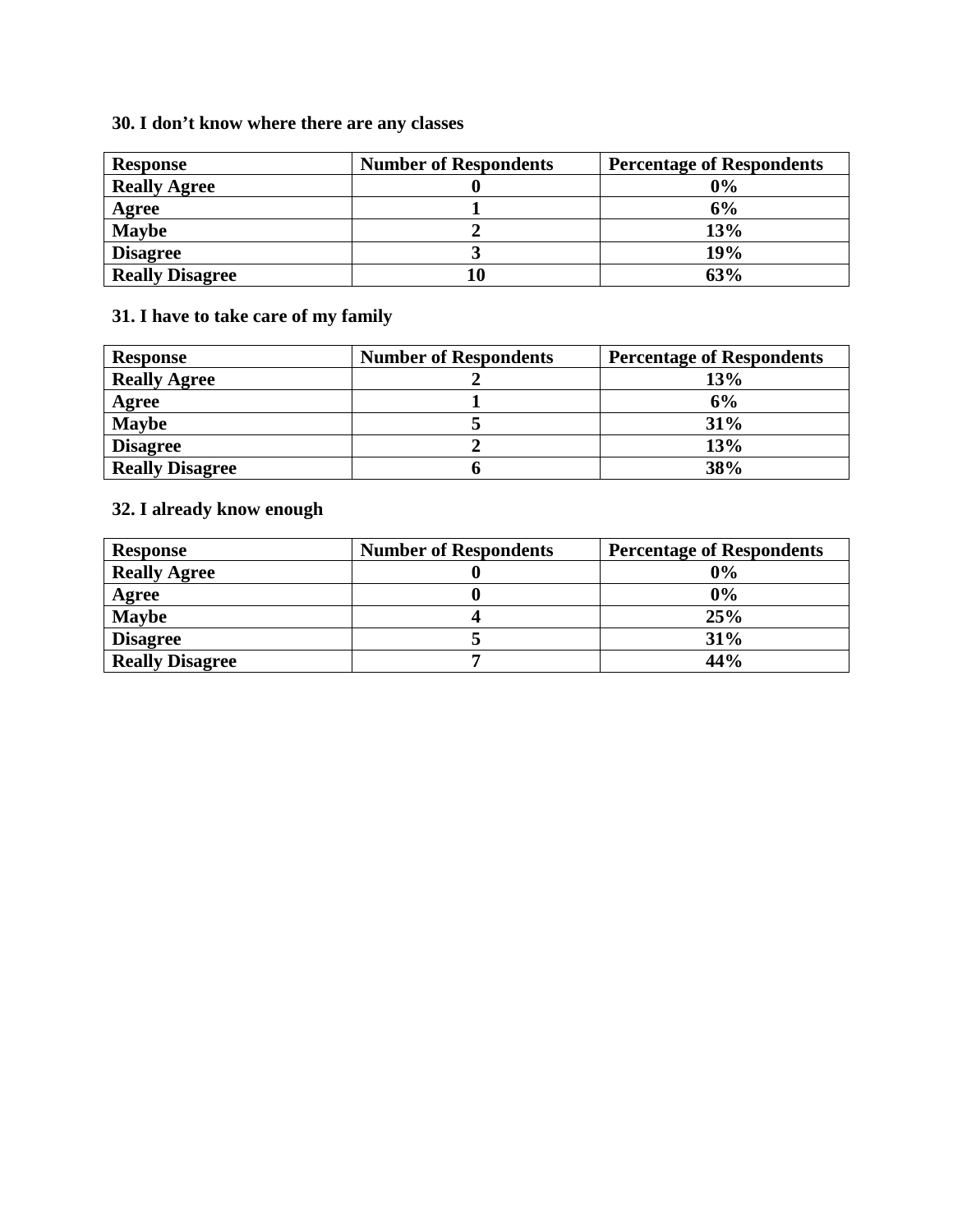**30. I don’t know where there are any classes**

| Response | Number of Respondents | Percentage of Respondents |
|---|---|---|
| Really Agree | 0 | 0% |
| Agree | 1 | 6% |
| Maybe | 2 | 13% |
| Disagree | 3 | 19% |
| Really Disagree | 10 | 63% |

**31. I have to take care of my family**

| Response | Number of Respondents | Percentage of Respondents |
|---|---|---|
| Really Agree | 2 | 13% |
| Agree | 1 | 6% |
| Maybe | 5 | 31% |
| Disagree | 2 | 13% |
| Really Disagree | 6 | 38% |

**32. I already know enough**

| Response | Number of Respondents | Percentage of Respondents |
|---|---|---|
| Really Agree | 0 | 0% |
| Agree | 0 | 0% |
| Maybe | 4 | 25% |
| Disagree | 5 | 31% |
| Really Disagree | 7 | 44% |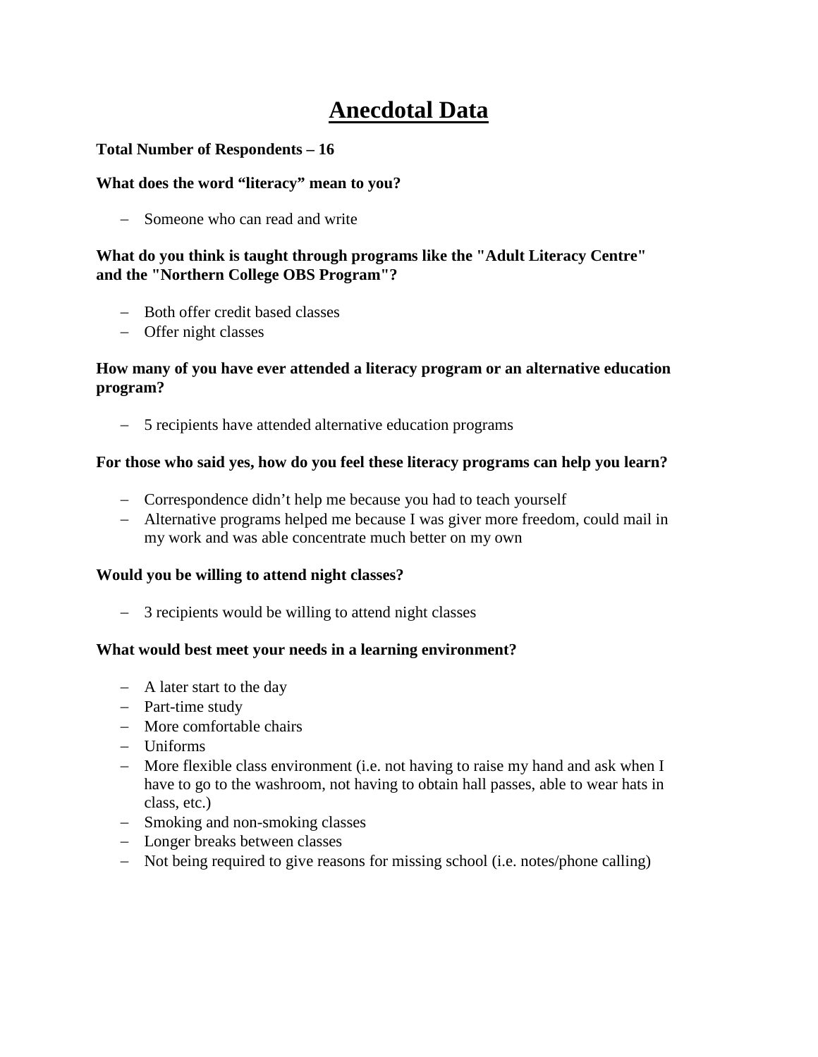# Anecdotal Data

**Total Number of Respondents – 16**

**What does the word "literacy" mean to you?**

- Someone who can read and write

**What do you think is taught through programs like the "Adult Literacy Centre" and the "Northern College OBS Program"?**

- Both offer credit based classes
- Offer night classes

**How many of you have ever attended a literacy program or an alternative education program?**

- 5 recipients have attended alternative education programs

**For those who said yes, how do you feel these literacy programs can help you learn?**

- Correspondence didn't help me because you had to teach yourself
- Alternative programs helped me because I was giver more freedom, could mail in my work and was able concentrate much better on my own

**Would you be willing to attend night classes?**

- 3 recipients would be willing to attend night classes

**What would best meet your needs in a learning environment?**

- A later start to the day
- Part-time study
- More comfortable chairs
- Uniforms
- More flexible class environment (i.e. not having to raise my hand and ask when I have to go to the washroom, not having to obtain hall passes, able to wear hats in class, etc.)
- Smoking and non-smoking classes
- Longer breaks between classes
- Not being required to give reasons for missing school (i.e. notes/phone calling)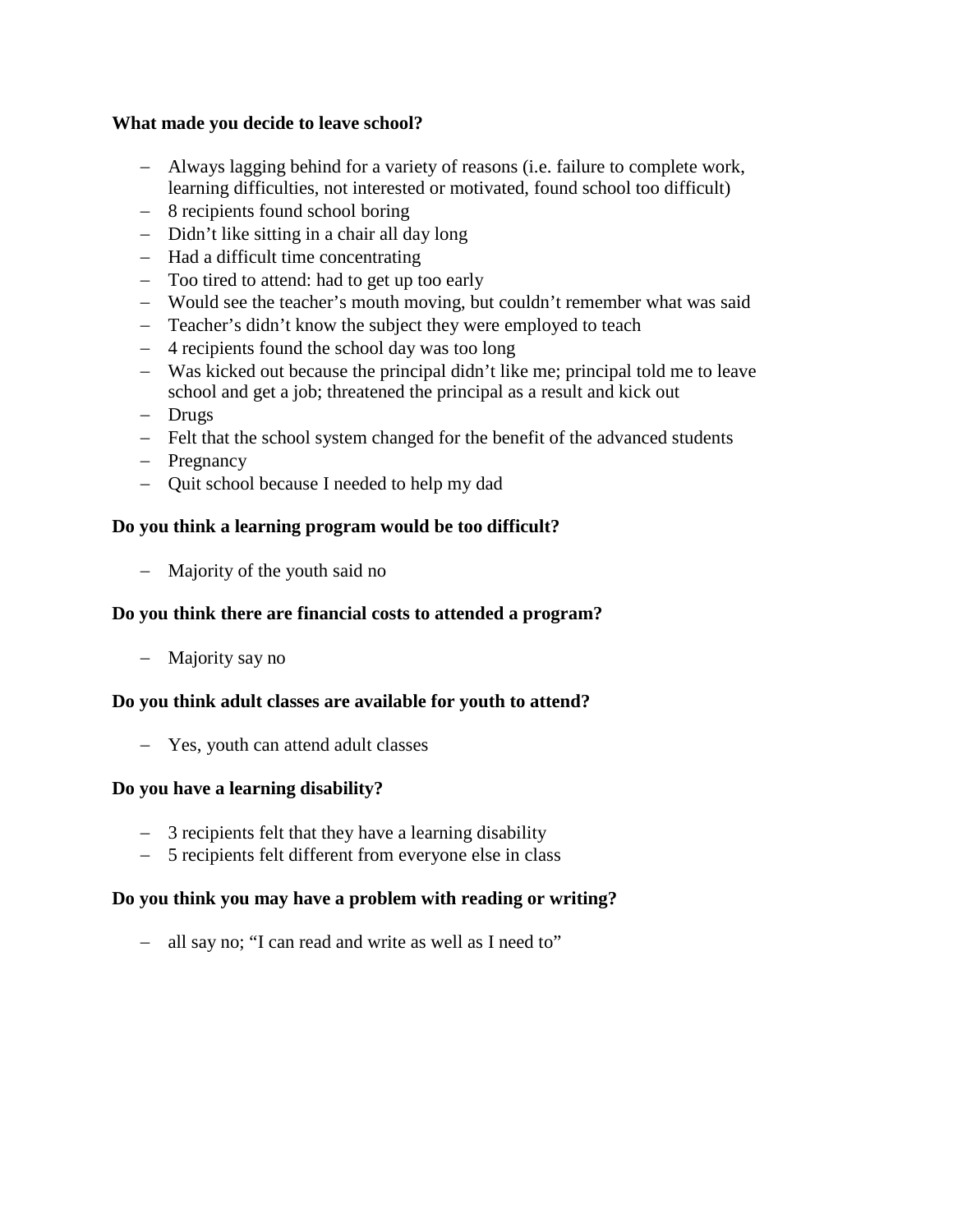**What made you decide to leave school?**

- Always lagging behind for a variety of reasons (i.e. failure to complete work, learning difficulties, not interested or motivated, found school too difficult)
- 8 recipients found school boring
- Didn't like sitting in a chair all day long
- Had a difficult time concentrating
- Too tired to attend: had to get up too early
- Would see the teacher's mouth moving, but couldn't remember what was said
- Teacher's didn't know the subject they were employed to teach
- 4 recipients found the school day was too long
- Was kicked out because the principal didn't like me; principal told me to leave school and get a job; threatened the principal as a result and kick out
- Drugs
- Felt that the school system changed for the benefit of the advanced students
- Pregnancy
- Quit school because I needed to help my dad

**Do you think a learning program would be too difficult?**

- Majority of the youth said no

**Do you think there are financial costs to attended a program?**

- Majority say no

**Do you think adult classes are available for youth to attend?**

- Yes, youth can attend adult classes

**Do you have a learning disability?**

- 3 recipients felt that they have a learning disability
- 5 recipients felt different from everyone else in class

**Do you think you may have a problem with reading or writing?**

- all say no; "I can read and write as well as I need to"